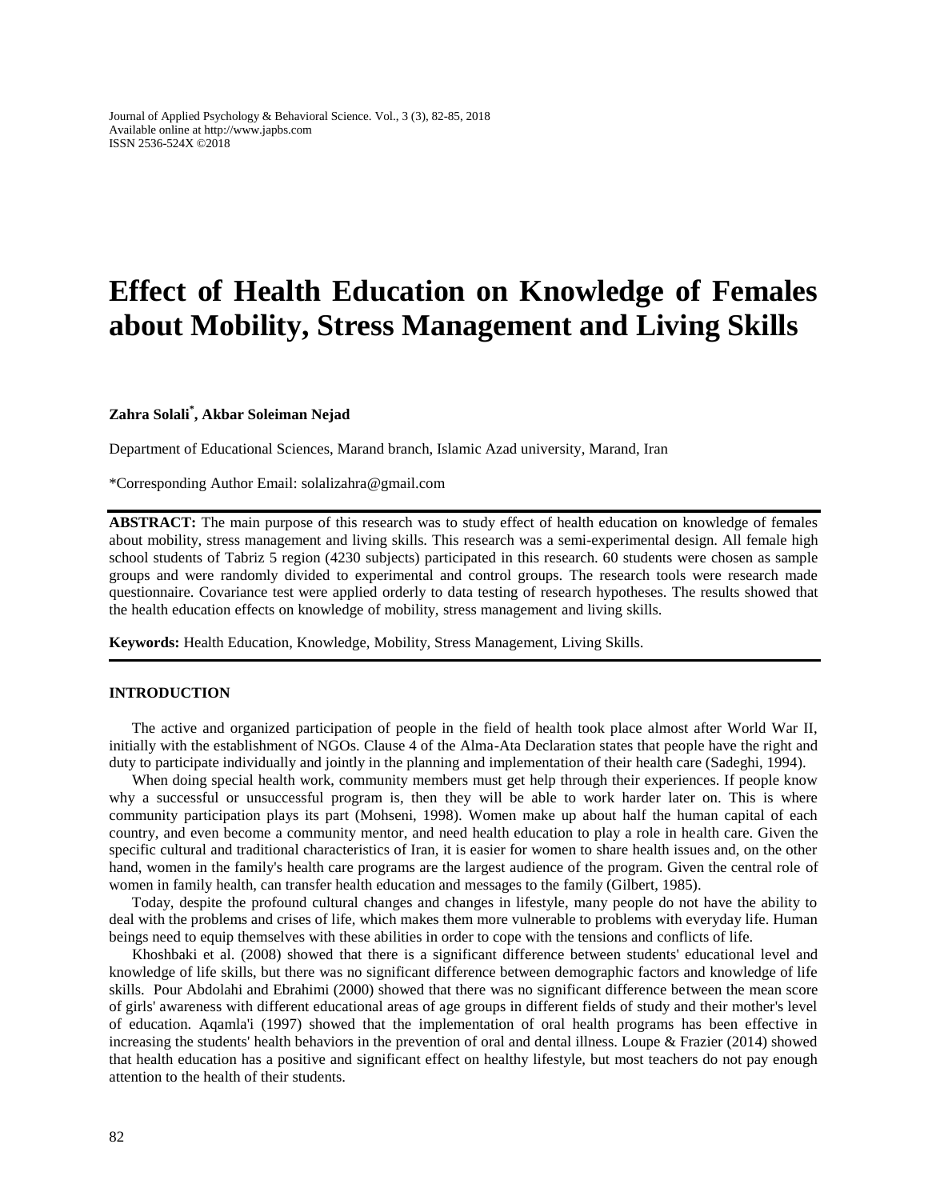# Effect of Health Education on Knowledge of Females about Mobility, Stress Management and Living Skills

**Zahra Solali[*], Akbar Soleiman Nejad**

Department of Educational Sciences, Marand branch, Islamic Azad university, Marand, Iran

*Corresponding Author Email: solalizahra@gmail.com

**ABSTRACT:** The main purpose of this research was to study effect of health education on knowledge of females about mobility, stress management and living skills. This research was a semi-experimental design. All female high school students of Tabriz 5 region (4230 subjects) participated in this research. 60 students were chosen as sample groups and were randomly divided to experimental and control groups. The research tools were research made questionnaire. Covariance test were applied orderly to data testing of research hypotheses. The results showed that the health education effects on knowledge of mobility, stress management and living skills.

**Keywords:** Health Education, Knowledge, Mobility, Stress Management, Living Skills.

## INTRODUCTION

The active and organized participation of people in the field of health took place almost after World War II, initially with the establishment of NGOs. Clause 4 of the Alma-Ata Declaration states that people have the right and duty to participate individually and jointly in the planning and implementation of their health care (Sadeghi, 1994).

When doing special health work, community members must get help through their experiences. If people know why a successful or unsuccessful program is, then they will be able to work harder later on. This is where community participation plays its part (Mohseni, 1998). Women make up about half the human capital of each country, and even become a community mentor, and need health education to play a role in health care. Given the specific cultural and traditional characteristics of Iran, it is easier for women to share health issues and, on the other hand, women in the family's health care programs are the largest audience of the program. Given the central role of women in family health, can transfer health education and messages to the family (Gilbert, 1985).

Today, despite the profound cultural changes and changes in lifestyle, many people do not have the ability to deal with the problems and crises of life, which makes them more vulnerable to problems with everyday life. Human beings need to equip themselves with these abilities in order to cope with the tensions and conflicts of life.

Khoshbaki et al. (2008) showed that there is a significant difference between students' educational level and knowledge of life skills, but there was no significant difference between demographic factors and knowledge of life skills. Pour Abdolahi and Ebrahimi (2000) showed that there was no significant difference between the mean score of girls' awareness with different educational areas of age groups in different fields of study and their mother's level of education. Aqamla'i (1997) showed that the implementation of oral health programs has been effective in increasing the students' health behaviors in the prevention of oral and dental illness. Loupe & Frazier (2014) showed that health education has a positive and significant effect on healthy lifestyle, but most teachers do not pay enough attention to the health of their students.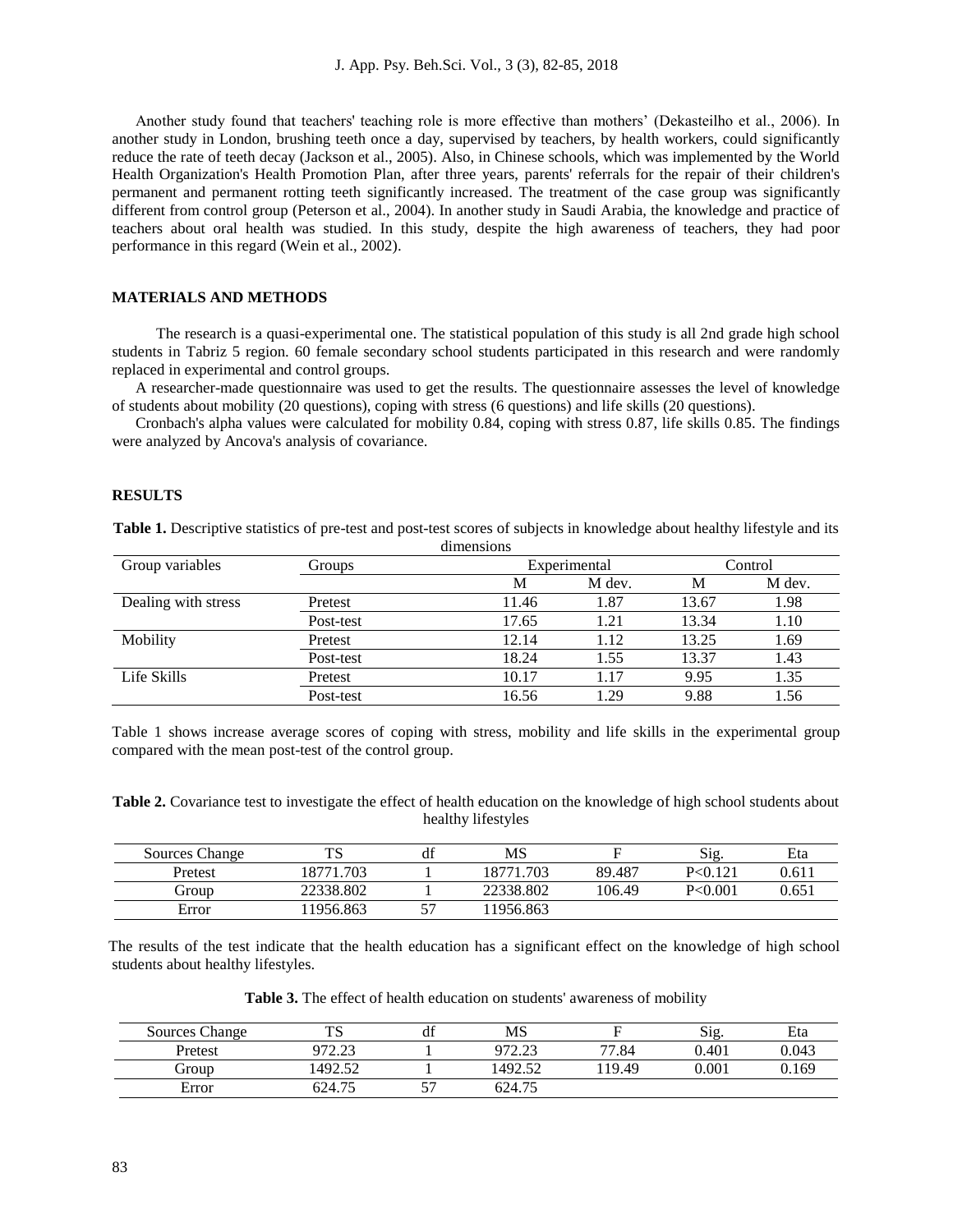Another study found that teachers' teaching role is more effective than mothers' (Dekasteilho et al., 2006). In another study in London, brushing teeth once a day, supervised by teachers, by health workers, could significantly reduce the rate of teeth decay (Jackson et al., 2005). Also, in Chinese schools, which was implemented by the World Health Organization's Health Promotion Plan, after three years, parents' referrals for the repair of their children's permanent and permanent rotting teeth significantly increased. The treatment of the case group was significantly different from control group (Peterson et al., 2004). In another study in Saudi Arabia, the knowledge and practice of teachers about oral health was studied. In this study, despite the high awareness of teachers, they had poor performance in this regard (Wein et al., 2002).

## MATERIALS AND METHODS

The research is a quasi-experimental one. The statistical population of this study is all 2nd grade high school students in Tabriz 5 region. 60 female secondary school students participated in this research and were randomly replaced in experimental and control groups.

A researcher-made questionnaire was used to get the results. The questionnaire assesses the level of knowledge of students about mobility (20 questions), coping with stress (6 questions) and life skills (20 questions).

Cronbach's alpha values were calculated for mobility 0.84, coping with stress 0.87, life skills 0.85. The findings were analyzed by Ancova's analysis of covariance.

## RESULTS

**Table 1.** Descriptive statistics of pre-test and post-test scores of subjects in knowledge about healthy lifestyle and its dimensions

| Group variables | Groups | Experimental | | Control | |
|---|---|---|---|---|---|
| | | M | M dev. | M | M dev. |
| Dealing with stress | Pretest | 11.46 | 1.87 | 13.67 | 1.98 |
| | Post-test | 17.65 | 1.21 | 13.34 | 1.10 |
| Mobility | Pretest | 12.14 | 1.12 | 13.25 | 1.69 |
| | Post-test | 18.24 | 1.55 | 13.37 | 1.43 |
| Life Skills | Pretest | 10.17 | 1.17 | 9.95 | 1.35 |
| | Post-test | 16.56 | 1.29 | 9.88 | 1.56 |

Table 1 shows increase average scores of coping with stress, mobility and life skills in the experimental group compared with the mean post-test of the control group.

**Table 2.** Covariance test to investigate the effect of health education on the knowledge of high school students about healthy lifestyles

| Sources Change | TS | df | MS | F | Sig. | Eta |
|---|---|---|---|---|---|---|
| Pretest | 18771.703 | 1 | 18771.703 | 89.487 | P<0.121 | 0.611 |
| Group | 22338.802 | 1 | 22338.802 | 106.49 | P<0.001 | 0.651 |
| Error | 11956.863 | 57 | 11956.863 | | | |

The results of the test indicate that the health education has a significant effect on the knowledge of high school students about healthy lifestyles.

**Table 3.** The effect of health education on students' awareness of mobility

| Sources Change | TS | df | MS | F | Sig. | Eta |
|---|---|---|---|---|---|---|
| Pretest | 972.23 | 1 | 972.23 | 77.84 | 0.401 | 0.043 |
| Group | 1492.52 | 1 | 1492.52 | 119.49 | 0.001 | 0.169 |
| Error | 624.75 | 57 | 624.75 | | | |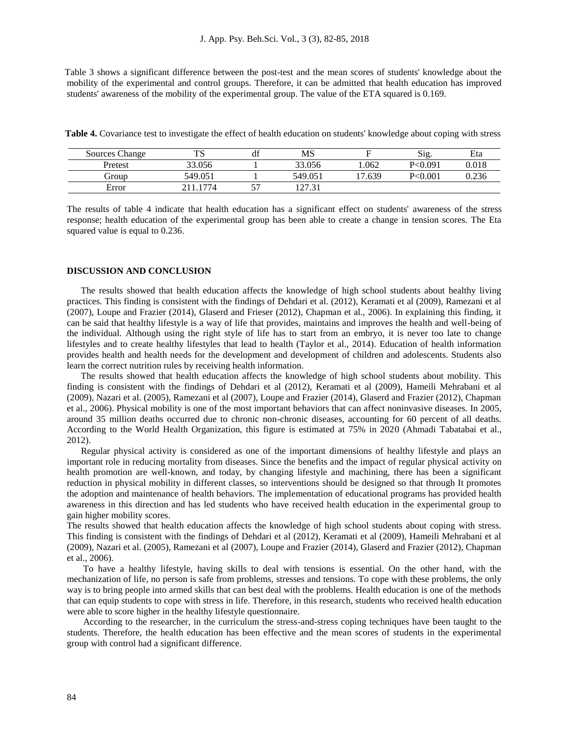Table 3 shows a significant difference between the post-test and the mean scores of students' knowledge about the mobility of the experimental and control groups. Therefore, it can be admitted that health education has improved students' awareness of the mobility of the experimental group. The value of the ETA squared is 0.169.

**Table 4.** Covariance test to investigate the effect of health education on students' knowledge about coping with stress

| Sources Change | TS | df | MS | F | Sig. | Eta |
|---|---|---|---|---|---|---|
| Pretest | 33.056 | 1 | 33.056 | 1.062 | P<0.091 | 0.018 |
| Group | 549.051 | 1 | 549.051 | 17.639 | P<0.001 | 0.236 |
| Error | 211.1774 | 57 | 127.31 | | | |

The results of table 4 indicate that health education has a significant effect on students' awareness of the stress response; health education of the experimental group has been able to create a change in tension scores. The Eta squared value is equal to 0.236.

## DISCUSSION AND CONCLUSION

The results showed that health education affects the knowledge of high school students about healthy living practices. This finding is consistent with the findings of Dehdari et al. (2012), Keramati et al (2009), Ramezani et al (2007), Loupe and Frazier (2014), Glaserd and Frieser (2012), Chapman et al., 2006). In explaining this finding, it can be said that healthy lifestyle is a way of life that provides, maintains and improves the health and well-being of the individual. Although using the right style of life has to start from an embryo, it is never too late to change lifestyles and to create healthy lifestyles that lead to health (Taylor et al., 2014). Education of health information provides health and health needs for the development and development of children and adolescents. Students also learn the correct nutrition rules by receiving health information.

The results showed that health education affects the knowledge of high school students about mobility. This finding is consistent with the findings of Dehdari et al (2012), Keramati et al (2009), Hameili Mehrabani et al (2009), Nazari et al. (2005), Ramezani et al (2007), Loupe and Frazier (2014), Glaserd and Frazier (2012), Chapman et al., 2006). Physical mobility is one of the most important behaviors that can affect noninvasive diseases. In 2005, around 35 million deaths occurred due to chronic non-chronic diseases, accounting for 60 percent of all deaths. According to the World Health Organization, this figure is estimated at 75% in 2020 (Ahmadi Tabatabai et al., 2012).

Regular physical activity is considered as one of the important dimensions of healthy lifestyle and plays an important role in reducing mortality from diseases. Since the benefits and the impact of regular physical activity on health promotion are well-known, and today, by changing lifestyle and machining, there has been a significant reduction in physical mobility in different classes, so interventions should be designed so that through It promotes the adoption and maintenance of health behaviors. The implementation of educational programs has provided health awareness in this direction and has led students who have received health education in the experimental group to gain higher mobility scores.

The results showed that health education affects the knowledge of high school students about coping with stress. This finding is consistent with the findings of Dehdari et al (2012), Keramati et al (2009), Hameili Mehrabani et al (2009), Nazari et al. (2005), Ramezani et al (2007), Loupe and Frazier (2014), Glaserd and Frazier (2012), Chapman et al., 2006).

To have a healthy lifestyle, having skills to deal with tensions is essential. On the other hand, with the mechanization of life, no person is safe from problems, stresses and tensions. To cope with these problems, the only way is to bring people into armed skills that can best deal with the problems. Health education is one of the methods that can equip students to cope with stress in life. Therefore, in this research, students who received health education were able to score higher in the healthy lifestyle questionnaire.

According to the researcher, in the curriculum the stress-and-stress coping techniques have been taught to the students. Therefore, the health education has been effective and the mean scores of students in the experimental group with control had a significant difference.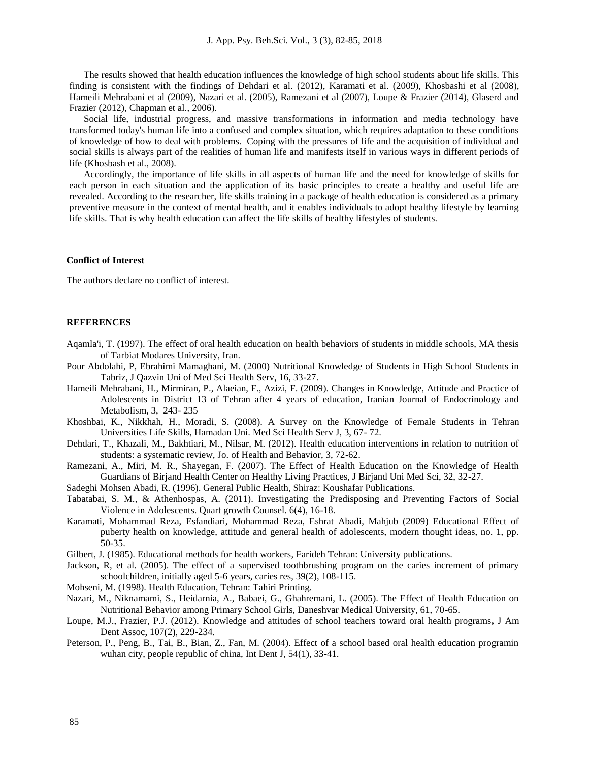The results showed that health education influences the knowledge of high school students about life skills. This finding is consistent with the findings of Dehdari et al. (2012), Karamati et al. (2009), Khosbashi et al (2008), Hameili Mehrabani et al (2009), Nazari et al. (2005), Ramezani et al (2007), Loupe & Frazier (2014), Glaserd and Frazier (2012), Chapman et al., 2006).

Social life, industrial progress, and massive transformations in information and media technology have transformed today's human life into a confused and complex situation, which requires adaptation to these conditions of knowledge of how to deal with problems. Coping with the pressures of life and the acquisition of individual and social skills is always part of the realities of human life and manifests itself in various ways in different periods of life (Khosbash et al., 2008).

Accordingly, the importance of life skills in all aspects of human life and the need for knowledge of skills for each person in each situation and the application of its basic principles to create a healthy and useful life are revealed. According to the researcher, life skills training in a package of health education is considered as a primary preventive measure in the context of mental health, and it enables individuals to adopt healthy lifestyle by learning life skills. That is why health education can affect the life skills of healthy lifestyles of students.

**Conflict of Interest**

The authors declare no conflict of interest.

**REFERENCES**

Aqamla'i, T. (1997). The effect of oral health education on health behaviors of students in middle schools, MA thesis of Tarbiat Modares University, Iran.

Pour Abdolahi, P, Ebrahimi Mamaghani, M. (2000) Nutritional Knowledge of Students in High School Students in Tabriz, J Qazvin Uni of Med Sci Health Serv, 16, 33-27.

Hameili Mehrabani, H., Mirmiran, P., Alaeian, F., Azizi, F. (2009). Changes in Knowledge, Attitude and Practice of Adolescents in District 13 of Tehran after 4 years of education, Iranian Journal of Endocrinology and Metabolism, 3, 243- 235

Khoshbai, K., Nikkhah, H., Moradi, S. (2008). A Survey on the Knowledge of Female Students in Tehran Universities Life Skills, Hamadan Uni. Med Sci Health Serv J, 3, 67- 72.

Dehdari, T., Khazali, M., Bakhtiari, M., Nilsar, M. (2012). Health education interventions in relation to nutrition of students: a systematic review, Jo. of Health and Behavior, 3, 72-62.

Ramezani, A., Miri, M. R., Shayegan, F. (2007). The Effect of Health Education on the Knowledge of Health Guardians of Birjand Health Center on Healthy Living Practices, J Birjand Uni Med Sci, 32, 32-27.

Sadeghi Mohsen Abadi, R. (1996). General Public Health, Shiraz: Koushafar Publications.

Tabatabai, S. M., & Athenhospas, A. (2011). Investigating the Predisposing and Preventing Factors of Social Violence in Adolescents. Quart growth Counsel. 6(4), 16-18.

Karamati, Mohammad Reza, Esfandiari, Mohammad Reza, Eshrat Abadi, Mahjub (2009) Educational Effect of puberty health on knowledge, attitude and general health of adolescents, modern thought ideas, no. 1, pp. 50-35.

Gilbert, J. (1985). Educational methods for health workers, Farideh Tehran: University publications.

Jackson, R, et al. (2005). The effect of a supervised toothbrushing program on the caries increment of primary schoolchildren, initially aged 5-6 years, caries res, 39(2), 108-115.

Mohseni, M. (1998). Health Education, Tehran: Tahiri Printing.

Nazari, M., Niknamami, S., Heidarnia, A., Babaei, G., Ghahremani, L. (2005). The Effect of Health Education on Nutritional Behavior among Primary School Girls, Daneshvar Medical University, 61, 70-65.

Loupe, M.J., Frazier, P.J. (2012). Knowledge and attitudes of school teachers toward oral health programs**,** J Am Dent Assoc, 107(2), 229-234.

Peterson, P., Peng, B., Tai, B., Bian, Z., Fan, M. (2004). Effect of a school based oral health education programin wuhan city, people republic of china, Int Dent J, 54(1), 33-41.